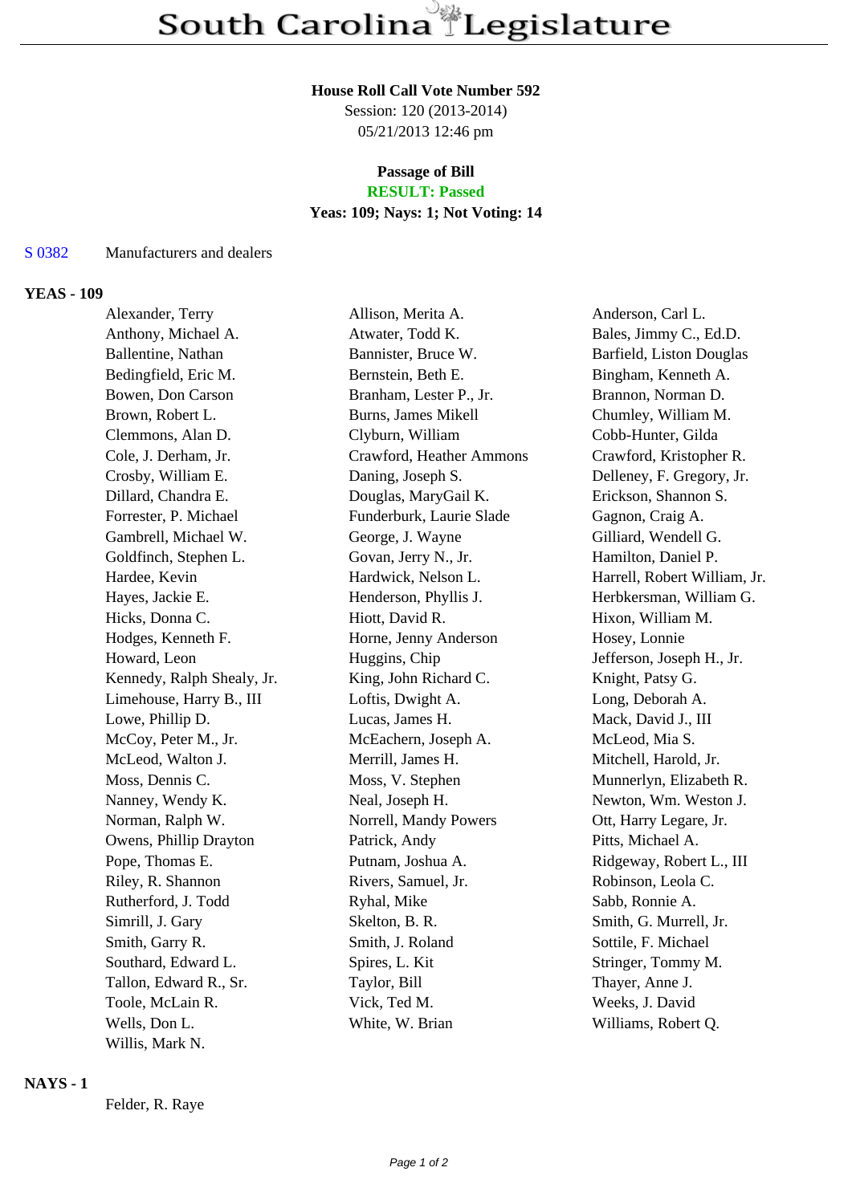# South Carolina Legislature

**House Roll Call Vote Number 592**
Session: 120 (2013-2014)
05/21/2013 12:46 pm

**Passage of Bill**
**RESULT: Passed**
**Yeas: 109; Nays: 1; Not Voting: 14**

S 0382 Manufacturers and dealers

## YEAS - 109

| | | |
|---|---|---|
| Alexander, Terry | Allison, Merita A. | Anderson, Carl L. |
| Anthony, Michael A. | Atwater, Todd K. | Bales, Jimmy C., Ed.D. |
| Ballentine, Nathan | Bannister, Bruce W. | Barfield, Liston Douglas |
| Bedingfield, Eric M. | Bernstein, Beth E. | Bingham, Kenneth A. |
| Bowen, Don Carson | Branham, Lester P., Jr. | Brannon, Norman D. |
| Brown, Robert L. | Burns, James Mikell | Chumley, William M. |
| Clemmons, Alan D. | Clyburn, William | Cobb-Hunter, Gilda |
| Cole, J. Derham, Jr. | Crawford, Heather Ammons | Crawford, Kristopher R. |
| Crosby, William E. | Daning, Joseph S. | Delleney, F. Gregory, Jr. |
| Dillard, Chandra E. | Douglas, MaryGail K. | Erickson, Shannon S. |
| Forrester, P. Michael | Funderburk, Laurie Slade | Gagnon, Craig A. |
| Gambrell, Michael W. | George, J. Wayne | Gilliard, Wendell G. |
| Goldfinch, Stephen L. | Govan, Jerry N., Jr. | Hamilton, Daniel P. |
| Hardee, Kevin | Hardwick, Nelson L. | Harrell, Robert William, Jr. |
| Hayes, Jackie E. | Henderson, Phyllis J. | Herbkersman, William G. |
| Hicks, Donna C. | Hiott, David R. | Hixon, William M. |
| Hodges, Kenneth F. | Horne, Jenny Anderson | Hosey, Lonnie |
| Howard, Leon | Huggins, Chip | Jefferson, Joseph H., Jr. |
| Kennedy, Ralph Shealy, Jr. | King, John Richard C. | Knight, Patsy G. |
| Limehouse, Harry B., III | Loftis, Dwight A. | Long, Deborah A. |
| Lowe, Phillip D. | Lucas, James H. | Mack, David J., III |
| McCoy, Peter M., Jr. | McEachern, Joseph A. | McLeod, Mia S. |
| McLeod, Walton J. | Merrill, James H. | Mitchell, Harold, Jr. |
| Moss, Dennis C. | Moss, V. Stephen | Munnerlyn, Elizabeth R. |
| Nanney, Wendy K. | Neal, Joseph H. | Newton, Wm. Weston J. |
| Norman, Ralph W. | Norrell, Mandy Powers | Ott, Harry Legare, Jr. |
| Owens, Phillip Drayton | Patrick, Andy | Pitts, Michael A. |
| Pope, Thomas E. | Putnam, Joshua A. | Ridgeway, Robert L., III |
| Riley, R. Shannon | Rivers, Samuel, Jr. | Robinson, Leola C. |
| Rutherford, J. Todd | Ryhal, Mike | Sabb, Ronnie A. |
| Simrill, J. Gary | Skelton, B. R. | Smith, G. Murrell, Jr. |
| Smith, Garry R. | Smith, J. Roland | Sottile, F. Michael |
| Southard, Edward L. | Spires, L. Kit | Stringer, Tommy M. |
| Tallon, Edward R., Sr. | Taylor, Bill | Thayer, Anne J. |
| Toole, McLain R. | Vick, Ted M. | Weeks, J. David |
| Wells, Don L. | White, W. Brian | Williams, Robert Q. |
| Willis, Mark N. | | |

## NAYS - 1

Felder, R. Raye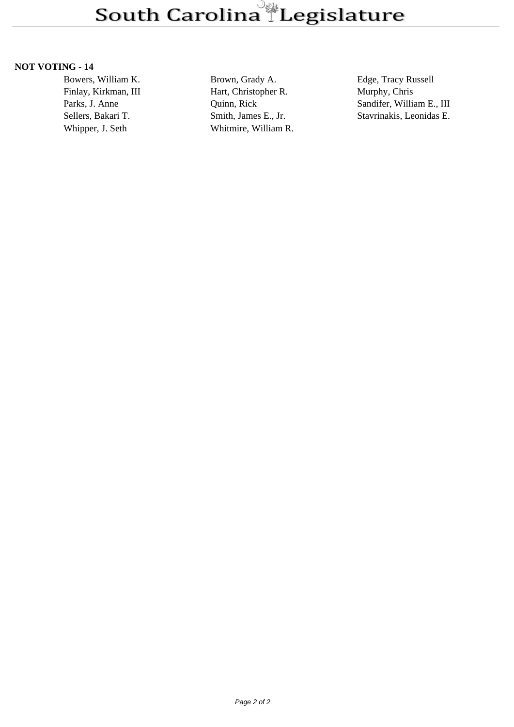**NOT VOTING - 14**

| | | |
|---|---|---|
| Bowers, William K. | Brown, Grady A. | Edge, Tracy Russell |
| Finlay, Kirkman, III | Hart, Christopher R. | Murphy, Chris |
| Parks, J. Anne | Quinn, Rick | Sandifer, William E., III |
| Sellers, Bakari T. | Smith, James E., Jr. | Stavrinakis, Leonidas E. |
| Whipper, J. Seth | Whitmire, William R. | |